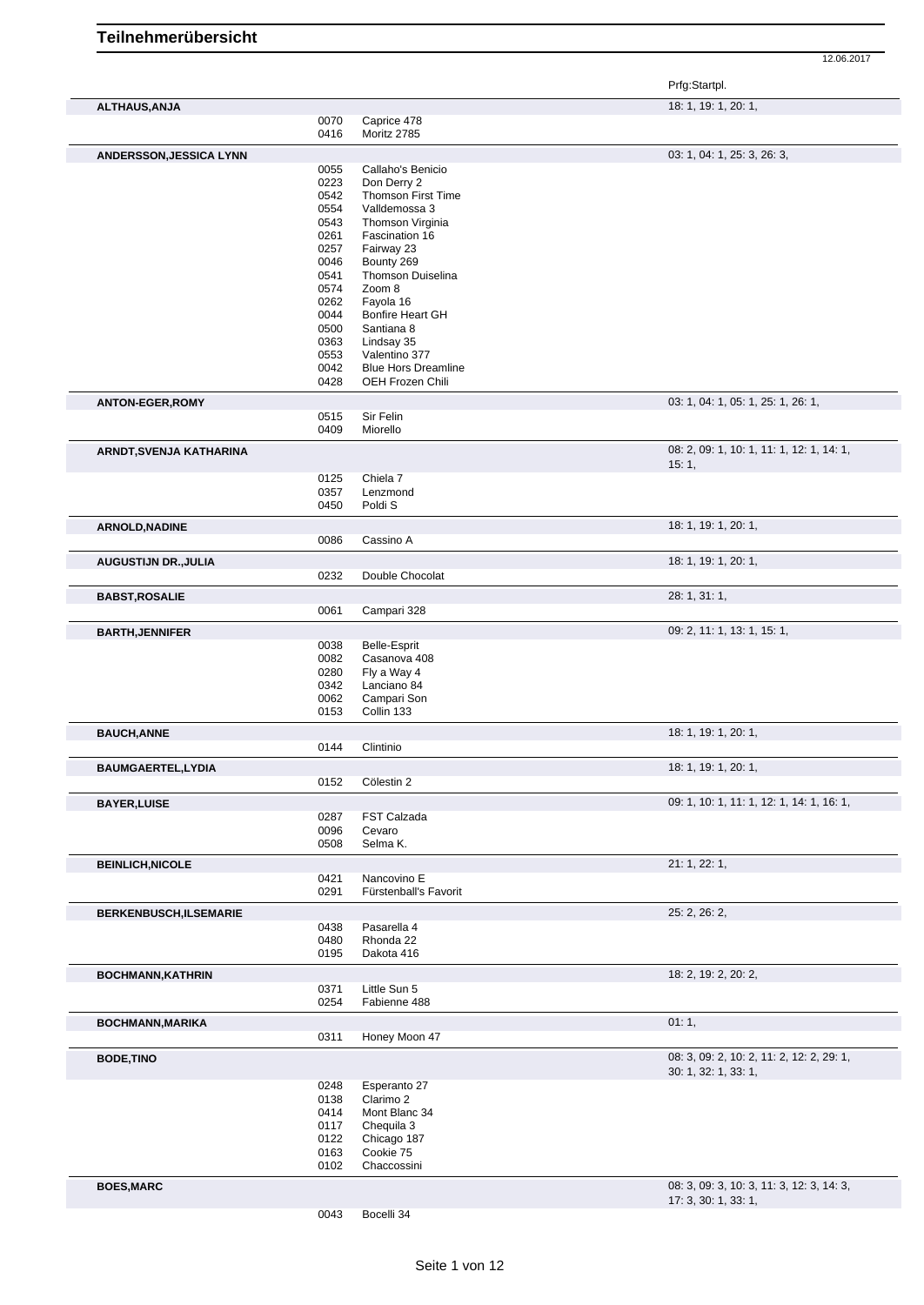# Teilnehmerübersicht

12.06.2017

| Name | Nr. | Pferd | Prfg:Startpl. |
|---|---|---|---|
| **ALTHAUS,ANJA** | | | 18: 1, 19: 1, 20: 1, |
| | 0070 | Caprice 478 | |
| | 0416 | Moritz 2785 | |
| **ANDERSSON,JESSICA LYNN** | | | 03: 1, 04: 1, 25: 3, 26: 3, |
| | 0055 | Callaho's Benicio | |
| | 0223 | Don Derry 2 | |
| | 0542 | Thomson First Time | |
| | 0554 | Valldemossa 3 | |
| | 0543 | Thomson Virginia | |
| | 0261 | Fascination 16 | |
| | 0257 | Fairway 23 | |
| | 0046 | Bounty 269 | |
| | 0541 | Thomson Duiselina | |
| | 0574 | Zoom 8 | |
| | 0262 | Fayola 16 | |
| | 0044 | Bonfire Heart GH | |
| | 0500 | Santiana 8 | |
| | 0363 | Lindsay 35 | |
| | 0553 | Valentino 377 | |
| | 0042 | Blue Hors Dreamline | |
| | 0428 | OEH Frozen Chili | |
| **ANTON-EGER,ROMY** | | | 03: 1, 04: 1, 05: 1, 25: 1, 26: 1, |
| | 0515 | Sir Felin | |
| | 0409 | Miorello | |
| **ARNDT,SVENJA KATHARINA** | | | 08: 2, 09: 1, 10: 1, 11: 1, 12: 1, 14: 1, 15: 1, |
| | 0125 | Chiela 7 | |
| | 0357 | Lenzmond | |
| | 0450 | Poldi S | |
| **ARNOLD,NADINE** | | | 18: 1, 19: 1, 20: 1, |
| | 0086 | Cassino A | |
| **AUGUSTIJN DR.,JULIA** | | | 18: 1, 19: 1, 20: 1, |
| | 0232 | Double Chocolat | |
| **BABST,ROSALIE** | | | 28: 1, 31: 1, |
| | 0061 | Campari 328 | |
| **BARTH,JENNIFER** | | | 09: 2, 11: 1, 13: 1, 15: 1, |
| | 0038 | Belle-Esprit | |
| | 0082 | Casanova 408 | |
| | 0280 | Fly a Way 4 | |
| | 0342 | Lanciano 84 | |
| | 0062 | Campari Son | |
| | 0153 | Collin 133 | |
| **BAUCH,ANNE** | | | 18: 1, 19: 1, 20: 1, |
| | 0144 | Clintinio | |
| **BAUMGAERTEL,LYDIA** | | | 18: 1, 19: 1, 20: 1, |
| | 0152 | Cölestin 2 | |
| **BAYER,LUISE** | | | 09: 1, 10: 1, 11: 1, 12: 1, 14: 1, 16: 1, |
| | 0287 | FST Calzada | |
| | 0096 | Cevaro | |
| | 0508 | Selma K. | |
| **BEINLICH,NICOLE** | | | 21: 1, 22: 1, |
| | 0421 | Nancovino E | |
| | 0291 | Fürstenball's Favorit | |
| **BERKENBUSCH,ILSEMARIE** | | | 25: 2, 26: 2, |
| | 0438 | Pasarella 4 | |
| | 0480 | Rhonda 22 | |
| | 0195 | Dakota 416 | |
| **BOCHMANN,KATHRIN** | | | 18: 2, 19: 2, 20: 2, |
| | 0371 | Little Sun 5 | |
| | 0254 | Fabienne 488 | |
| **BOCHMANN,MARIKA** | | | 01: 1, |
| | 0311 | Honey Moon 47 | |
| **BODE,TINO** | | | 08: 3, 09: 2, 10: 2, 11: 2, 12: 2, 29: 1, 30: 1, 32: 1, 33: 1, |
| | 0248 | Esperanto 27 | |
| | 0138 | Clarimo 2 | |
| | 0414 | Mont Blanc 34 | |
| | 0117 | Chequila 3 | |
| | 0122 | Chicago 187 | |
| | 0163 | Cookie 75 | |
| | 0102 | Chaccossini | |
| **BOES,MARC** | | | 08: 3, 09: 3, 10: 3, 11: 3, 12: 3, 14: 3, 17: 3, 30: 1, 33: 1, |
| | 0043 | Bocelli 34 | |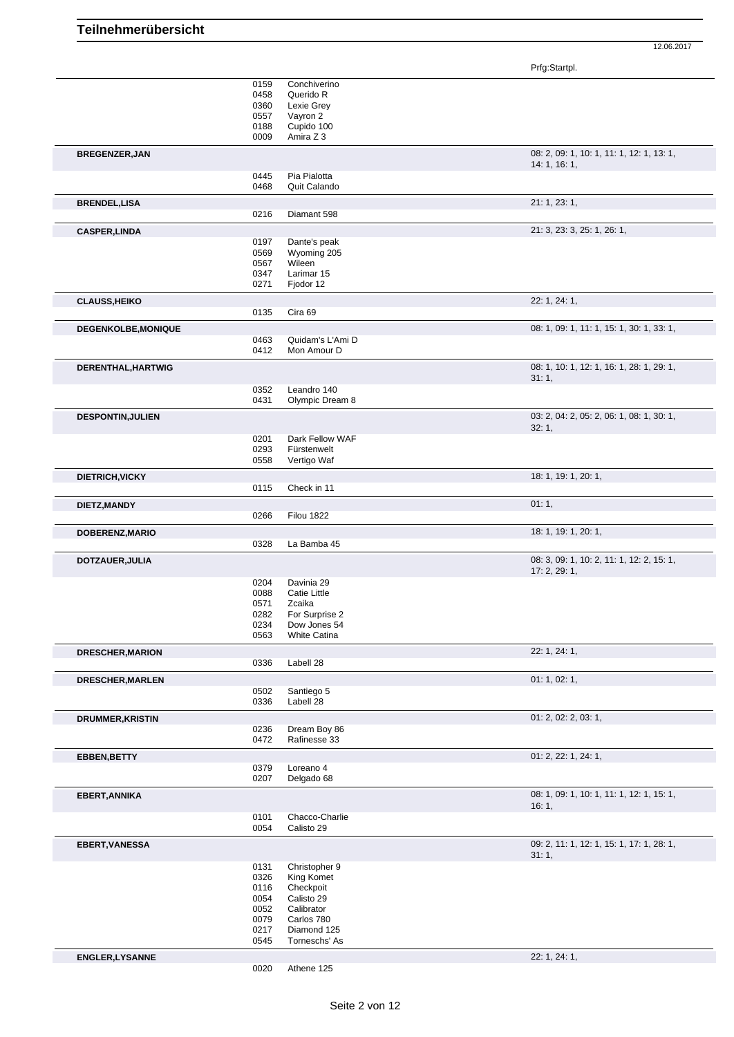# Teilnehmerübersicht

12.06.2017

| Teilnehmer | Nr. | Pferd | Prfg:Startpl. |
|---|---|---|---|
| | 0159 | Conchiverino | |
| | 0458 | Querido R | |
| | 0360 | Lexie Grey | |
| | 0557 | Vayron 2 | |
| | 0188 | Cupido 100 | |
| | 0009 | Amira Z 3 | |
| **BREGENZER,JAN** | | | 08: 2, 09: 1, 10: 1, 11: 1, 12: 1, 13: 1, 14: 1, 16: 1, |
| | 0445 | Pia Pialotta | |
| | 0468 | Quit Calando | |
| **BRENDEL,LISA** | | | 21: 1, 23: 1, |
| | 0216 | Diamant 598 | |
| **CASPER,LINDA** | | | 21: 3, 23: 3, 25: 1, 26: 1, |
| | 0197 | Dante's peak | |
| | 0569 | Wyoming 205 | |
| | 0567 | Wileen | |
| | 0347 | Larimar 15 | |
| | 0271 | Fjodor 12 | |
| **CLAUSS,HEIKO** | | | 22: 1, 24: 1, |
| | 0135 | Cira 69 | |
| **DEGENKOLBE,MONIQUE** | | | 08: 1, 09: 1, 11: 1, 15: 1, 30: 1, 33: 1, |
| | 0463 | Quidam's L'Ami D | |
| | 0412 | Mon Amour D | |
| **DERENTHAL,HARTWIG** | | | 08: 1, 10: 1, 12: 1, 16: 1, 28: 1, 29: 1, 31: 1, |
| | 0352 | Leandro 140 | |
| | 0431 | Olympic Dream 8 | |
| **DESPONTIN,JULIEN** | | | 03: 2, 04: 2, 05: 2, 06: 1, 08: 1, 30: 1, 32: 1, |
| | 0201 | Dark Fellow WAF | |
| | 0293 | Fürstenwelt | |
| | 0558 | Vertigo Waf | |
| **DIETRICH,VICKY** | | | 18: 1, 19: 1, 20: 1, |
| | 0115 | Check in 11 | |
| **DIETZ,MANDY** | | | 01: 1, |
| | 0266 | Filou 1822 | |
| **DOBERENZ,MARIO** | | | 18: 1, 19: 1, 20: 1, |
| | 0328 | La Bamba 45 | |
| **DOTZAUER,JULIA** | | | 08: 3, 09: 1, 10: 2, 11: 1, 12: 2, 15: 1, 17: 2, 29: 1, |
| | 0204 | Davinia 29 | |
| | 0088 | Catie Little | |
| | 0571 | Zcaika | |
| | 0282 | For Surprise 2 | |
| | 0234 | Dow Jones 54 | |
| | 0563 | White Catina | |
| **DRESCHER,MARION** | | | 22: 1, 24: 1, |
| | 0336 | Labell 28 | |
| **DRESCHER,MARLEN** | | | 01: 1, 02: 1, |
| | 0502 | Santiego 5 | |
| | 0336 | Labell 28 | |
| **DRUMMER,KRISTIN** | | | 01: 2, 02: 2, 03: 1, |
| | 0236 | Dream Boy 86 | |
| | 0472 | Rafinesse 33 | |
| **EBBEN,BETTY** | | | 01: 2, 22: 1, 24: 1, |
| | 0379 | Loreano 4 | |
| | 0207 | Delgado 68 | |
| **EBERT,ANNIKA** | | | 08: 1, 09: 1, 10: 1, 11: 1, 12: 1, 15: 1, 16: 1, |
| | 0101 | Chacco-Charlie | |
| | 0054 | Calisto 29 | |
| **EBERT,VANESSA** | | | 09: 2, 11: 1, 12: 1, 15: 1, 17: 1, 28: 1, 31: 1, |
| | 0131 | Christopher 9 | |
| | 0326 | King Komet | |
| | 0116 | Checkpoit | |
| | 0054 | Calisto 29 | |
| | 0052 | Calibrator | |
| | 0079 | Carlos 780 | |
| | 0217 | Diamond 125 | |
| | 0545 | Torneschs' As | |
| **ENGLER,LYSANNE** | | | 22: 1, 24: 1, |
| | 0020 | Athene 125 | |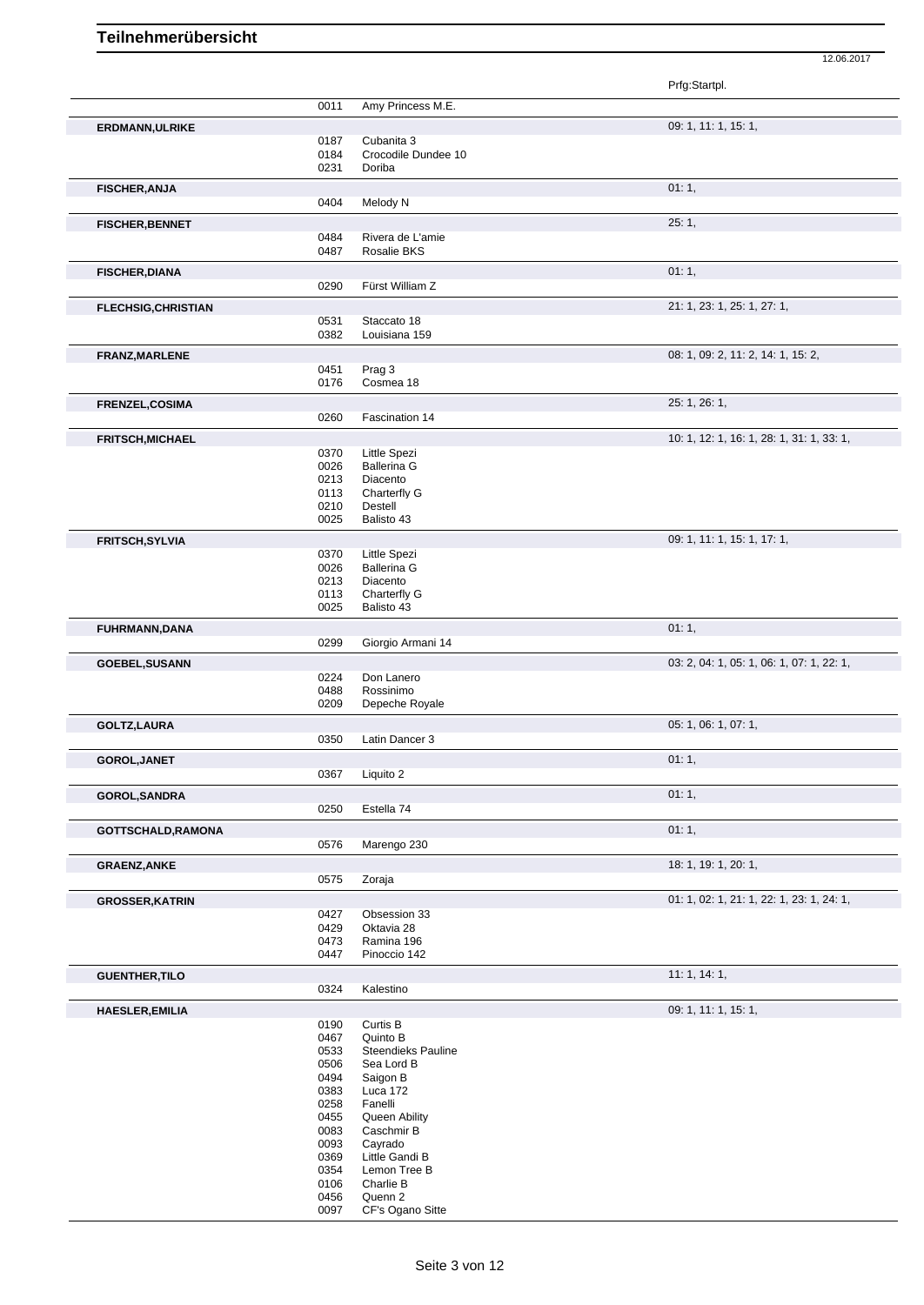# Teilnehmerübersicht

12.06.2017

| Name | Nr. | Pferd | Prfg:Startpl. |
|---|---|---|---|
| | 0011 | Amy Princess M.E. | |
| **ERDMANN,ULRIKE** | | | 09: 1, 11: 1, 15: 1, |
| | 0187 | Cubanita 3 | |
| | 0184 | Crocodile Dundee 10 | |
| | 0231 | Doriba | |
| **FISCHER,ANJA** | | | 01: 1, |
| | 0404 | Melody N | |
| **FISCHER,BENNET** | | | 25: 1, |
| | 0484 | Rivera de L'amie | |
| | 0487 | Rosalie BKS | |
| **FISCHER,DIANA** | | | 01: 1, |
| | 0290 | Fürst William Z | |
| **FLECHSIG,CHRISTIAN** | | | 21: 1, 23: 1, 25: 1, 27: 1, |
| | 0531 | Staccato 18 | |
| | 0382 | Louisiana 159 | |
| **FRANZ,MARLENE** | | | 08: 1, 09: 2, 11: 2, 14: 1, 15: 2, |
| | 0451 | Prag 3 | |
| | 0176 | Cosmea 18 | |
| **FRENZEL,COSIMA** | | | 25: 1, 26: 1, |
| | 0260 | Fascination 14 | |
| **FRITSCH,MICHAEL** | | | 10: 1, 12: 1, 16: 1, 28: 1, 31: 1, 33: 1, |
| | 0370 | Little Spezi | |
| | 0026 | Ballerina G | |
| | 0213 | Diacento | |
| | 0113 | Charterfly G | |
| | 0210 | Destell | |
| | 0025 | Balisto 43 | |
| **FRITSCH,SYLVIA** | | | 09: 1, 11: 1, 15: 1, 17: 1, |
| | 0370 | Little Spezi | |
| | 0026 | Ballerina G | |
| | 0213 | Diacento | |
| | 0113 | Charterfly G | |
| | 0025 | Balisto 43 | |
| **FUHRMANN,DANA** | | | 01: 1, |
| | 0299 | Giorgio Armani 14 | |
| **GOEBEL,SUSANN** | | | 03: 2, 04: 1, 05: 1, 06: 1, 07: 1, 22: 1, |
| | 0224 | Don Lanero | |
| | 0488 | Rossinimo | |
| | 0209 | Depeche Royale | |
| **GOLTZ,LAURA** | | | 05: 1, 06: 1, 07: 1, |
| | 0350 | Latin Dancer 3 | |
| **GOROL,JANET** | | | 01: 1, |
| | 0367 | Liquito 2 | |
| **GOROL,SANDRA** | | | 01: 1, |
| | 0250 | Estella 74 | |
| **GOTTSCHALD,RAMONA** | | | 01: 1, |
| | 0576 | Marengo 230 | |
| **GRAENZ,ANKE** | | | 18: 1, 19: 1, 20: 1, |
| | 0575 | Zoraja | |
| **GROSSER,KATRIN** | | | 01: 1, 02: 1, 21: 1, 22: 1, 23: 1, 24: 1, |
| | 0427 | Obsession 33 | |
| | 0429 | Oktavia 28 | |
| | 0473 | Ramina 196 | |
| | 0447 | Pinoccio 142 | |
| **GUENTHER,TILO** | | | 11: 1, 14: 1, |
| | 0324 | Kalestino | |
| **HAESLER,EMILIA** | | | 09: 1, 11: 1, 15: 1, |
| | 0190 | Curtis B | |
| | 0467 | Quinto B | |
| | 0533 | Steendieks Pauline | |
| | 0506 | Sea Lord B | |
| | 0494 | Saigon B | |
| | 0383 | Luca 172 | |
| | 0258 | Fanelli | |
| | 0455 | Queen Ability | |
| | 0083 | Caschmir B | |
| | 0093 | Cayrado | |
| | 0369 | Little Gandi B | |
| | 0354 | Lemon Tree B | |
| | 0106 | Charlie B | |
| | 0456 | Quenn 2 | |
| | 0097 | CF's Ogano Sitte | |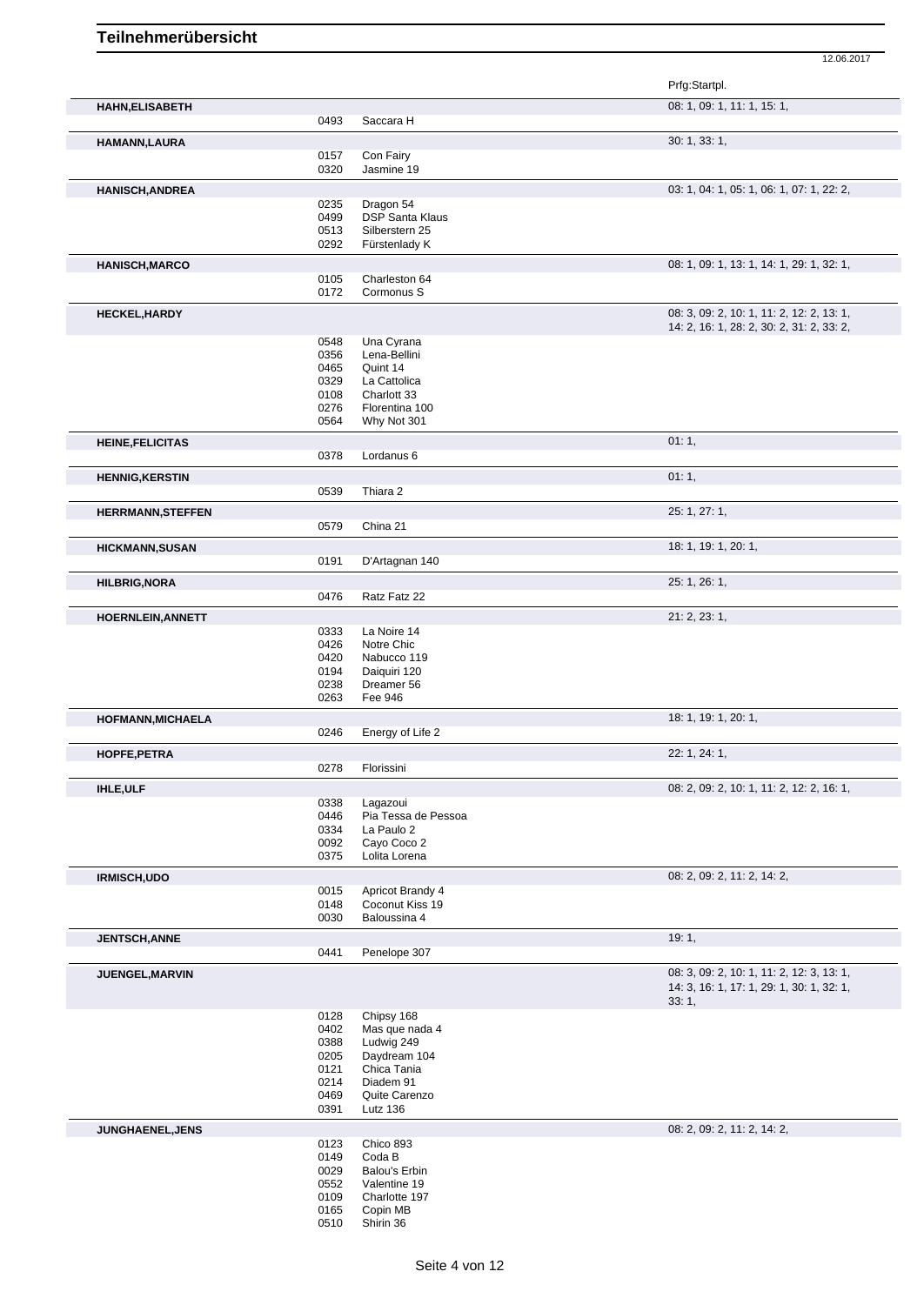# Teilnehmerübersicht

12.06.2017

| Name | Nr. | Pferd | Prfg:Startpl. |
|---|---|---|---|
| **HAHN,ELISABETH** | | | 08: 1, 09: 1, 11: 1, 15: 1, |
| | 0493 | Saccara H | |
| **HAMANN,LAURA** | | | 30: 1, 33: 1, |
| | 0157 | Con Fairy | |
| | 0320 | Jasmine 19 | |
| **HANISCH,ANDREA** | | | 03: 1, 04: 1, 05: 1, 06: 1, 07: 1, 22: 2, |
| | 0235 | Dragon 54 | |
| | 0499 | DSP Santa Klaus | |
| | 0513 | Silberstern 25 | |
| | 0292 | Fürstenlady K | |
| **HANISCH,MARCO** | | | 08: 1, 09: 1, 13: 1, 14: 1, 29: 1, 32: 1, |
| | 0105 | Charleston 64 | |
| | 0172 | Cormonus S | |
| **HECKEL,HARDY** | | | 08: 3, 09: 2, 10: 1, 11: 2, 12: 2, 13: 1, 14: 2, 16: 1, 28: 2, 30: 2, 31: 2, 33: 2, |
| | 0548 | Una Cyrana | |
| | 0356 | Lena-Bellini | |
| | 0465 | Quint 14 | |
| | 0329 | La Cattolica | |
| | 0108 | Charlott 33 | |
| | 0276 | Florentina 100 | |
| | 0564 | Why Not 301 | |
| **HEINE,FELICITAS** | | | 01: 1, |
| | 0378 | Lordanus 6 | |
| **HENNIG,KERSTIN** | | | 01: 1, |
| | 0539 | Thiara 2 | |
| **HERRMANN,STEFFEN** | | | 25: 1, 27: 1, |
| | 0579 | China 21 | |
| **HICKMANN,SUSAN** | | | 18: 1, 19: 1, 20: 1, |
| | 0191 | D'Artagnan 140 | |
| **HILBRIG,NORA** | | | 25: 1, 26: 1, |
| | 0476 | Ratz Fatz 22 | |
| **HOERNLEIN,ANNETT** | | | 21: 2, 23: 1, |
| | 0333 | La Noire 14 | |
| | 0426 | Notre Chic | |
| | 0420 | Nabucco 119 | |
| | 0194 | Daiquiri 120 | |
| | 0238 | Dreamer 56 | |
| | 0263 | Fee 946 | |
| **HOFMANN,MICHAELA** | | | 18: 1, 19: 1, 20: 1, |
| | 0246 | Energy of Life 2 | |
| **HOPFE,PETRA** | | | 22: 1, 24: 1, |
| | 0278 | Florissini | |
| **IHLE,ULF** | | | 08: 2, 09: 2, 10: 1, 11: 2, 12: 2, 16: 1, |
| | 0338 | Lagazoui | |
| | 0446 | Pia Tessa de Pessoa | |
| | 0334 | La Paulo 2 | |
| | 0092 | Cayo Coco 2 | |
| | 0375 | Lolita Lorena | |
| **IRMISCH,UDO** | | | 08: 2, 09: 2, 11: 2, 14: 2, |
| | 0015 | Apricot Brandy 4 | |
| | 0148 | Coconut Kiss 19 | |
| | 0030 | Baloussina 4 | |
| **JENTSCH,ANNE** | | | 19: 1, |
| | 0441 | Penelope 307 | |
| **JUENGEL,MARVIN** | | | 08: 3, 09: 2, 10: 1, 11: 2, 12: 3, 13: 1, 14: 3, 16: 1, 17: 1, 29: 1, 30: 1, 32: 1, 33: 1, |
| | 0128 | Chipsy 168 | |
| | 0402 | Mas que nada 4 | |
| | 0388 | Ludwig 249 | |
| | 0205 | Daydream 104 | |
| | 0121 | Chica Tania | |
| | 0214 | Diadem 91 | |
| | 0469 | Quite Carenzo | |
| | 0391 | Lutz 136 | |
| **JUNGHAENEL,JENS** | | | 08: 2, 09: 2, 11: 2, 14: 2, |
| | 0123 | Chico 893 | |
| | 0149 | Coda B | |
| | 0029 | Balou's Erbin | |
| | 0552 | Valentine 19 | |
| | 0109 | Charlotte 197 | |
| | 0165 | Copin MB | |
| | 0510 | Shirin 36 | |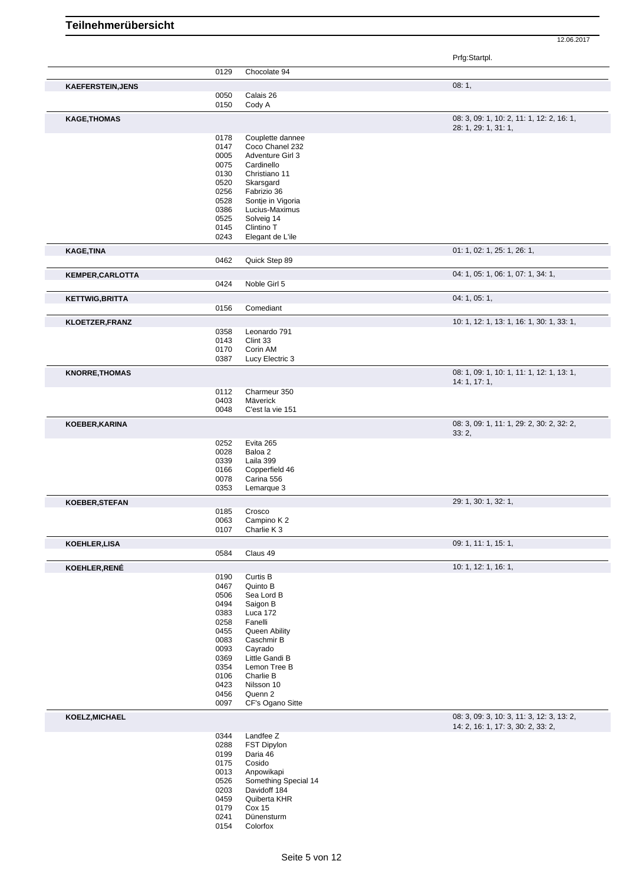# Teilnehmerübersicht

12.06.2017

| Name | Nr. | Pferd | Prfg:Startpl. |
|---|---|---|---|
| | 0129 | Chocolate 94 | |
| **KAEFERSTEIN,JENS** | | | 08: 1, |
| | 0050 | Calais 26 | |
| | 0150 | Cody A | |
| **KAGE,THOMAS** | | | 08: 3, 09: 1, 10: 2, 11: 1, 12: 2, 16: 1, 28: 1, 29: 1, 31: 1, |
| | 0178 | Couplette dannee | |
| | 0147 | Coco Chanel 232 | |
| | 0005 | Adventure Girl 3 | |
| | 0075 | Cardinello | |
| | 0130 | Christiano 11 | |
| | 0520 | Skarsgard | |
| | 0256 | Fabrizio 36 | |
| | 0528 | Sontje in Vigoria | |
| | 0386 | Lucius-Maximus | |
| | 0525 | Solveig 14 | |
| | 0145 | Clintino T | |
| | 0243 | Elegant de L'ile | |
| **KAGE,TINA** | | | 01: 1, 02: 1, 25: 1, 26: 1, |
| | 0462 | Quick Step 89 | |
| **KEMPER,CARLOTTA** | | | 04: 1, 05: 1, 06: 1, 07: 1, 34: 1, |
| | 0424 | Noble Girl 5 | |
| **KETTWIG,BRITTA** | | | 04: 1, 05: 1, |
| | 0156 | Comediant | |
| **KLOETZER,FRANZ** | | | 10: 1, 12: 1, 13: 1, 16: 1, 30: 1, 33: 1, |
| | 0358 | Leonardo 791 | |
| | 0143 | Clint 33 | |
| | 0170 | Corin AM | |
| | 0387 | Lucy Electric 3 | |
| **KNORRE,THOMAS** | | | 08: 1, 09: 1, 10: 1, 11: 1, 12: 1, 13: 1, 14: 1, 17: 1, |
| | 0112 | Charmeur 350 | |
| | 0403 | Mäverick | |
| | 0048 | C'est la vie 151 | |
| **KOEBER,KARINA** | | | 08: 3, 09: 1, 11: 1, 29: 2, 30: 2, 32: 2, 33: 2, |
| | 0252 | Evita 265 | |
| | 0028 | Baloa 2 | |
| | 0339 | Laila 399 | |
| | 0166 | Copperfield 46 | |
| | 0078 | Carina 556 | |
| | 0353 | Lemarque 3 | |
| **KOEBER,STEFAN** | | | 29: 1, 30: 1, 32: 1, |
| | 0185 | Crosco | |
| | 0063 | Campino K 2 | |
| | 0107 | Charlie K 3 | |
| **KOEHLER,LISA** | | | 09: 1, 11: 1, 15: 1, |
| | 0584 | Claus 49 | |
| **KOEHLER,RENÉ** | | | 10: 1, 12: 1, 16: 1, |
| | 0190 | Curtis B | |
| | 0467 | Quinto B | |
| | 0506 | Sea Lord B | |
| | 0494 | Saigon B | |
| | 0383 | Luca 172 | |
| | 0258 | Fanelli | |
| | 0455 | Queen Ability | |
| | 0083 | Caschmir B | |
| | 0093 | Cayrado | |
| | 0369 | Little Gandi B | |
| | 0354 | Lemon Tree B | |
| | 0106 | Charlie B | |
| | 0423 | Nilsson 10 | |
| | 0456 | Quenn 2 | |
| | 0097 | CF's Ogano Sitte | |
| **KOELZ,MICHAEL** | | | 08: 3, 09: 3, 10: 3, 11: 3, 12: 3, 13: 2, 14: 2, 16: 1, 17: 3, 30: 2, 33: 2, |
| | 0344 | Landfee Z | |
| | 0288 | FST Dipylon | |
| | 0199 | Daria 46 | |
| | 0175 | Cosido | |
| | 0013 | Anpowikapi | |
| | 0526 | Something Special 14 | |
| | 0203 | Davidoff 184 | |
| | 0459 | Quiberta KHR | |
| | 0179 | Cox 15 | |
| | 0241 | Dünensturm | |
| | 0154 | Colorfox | |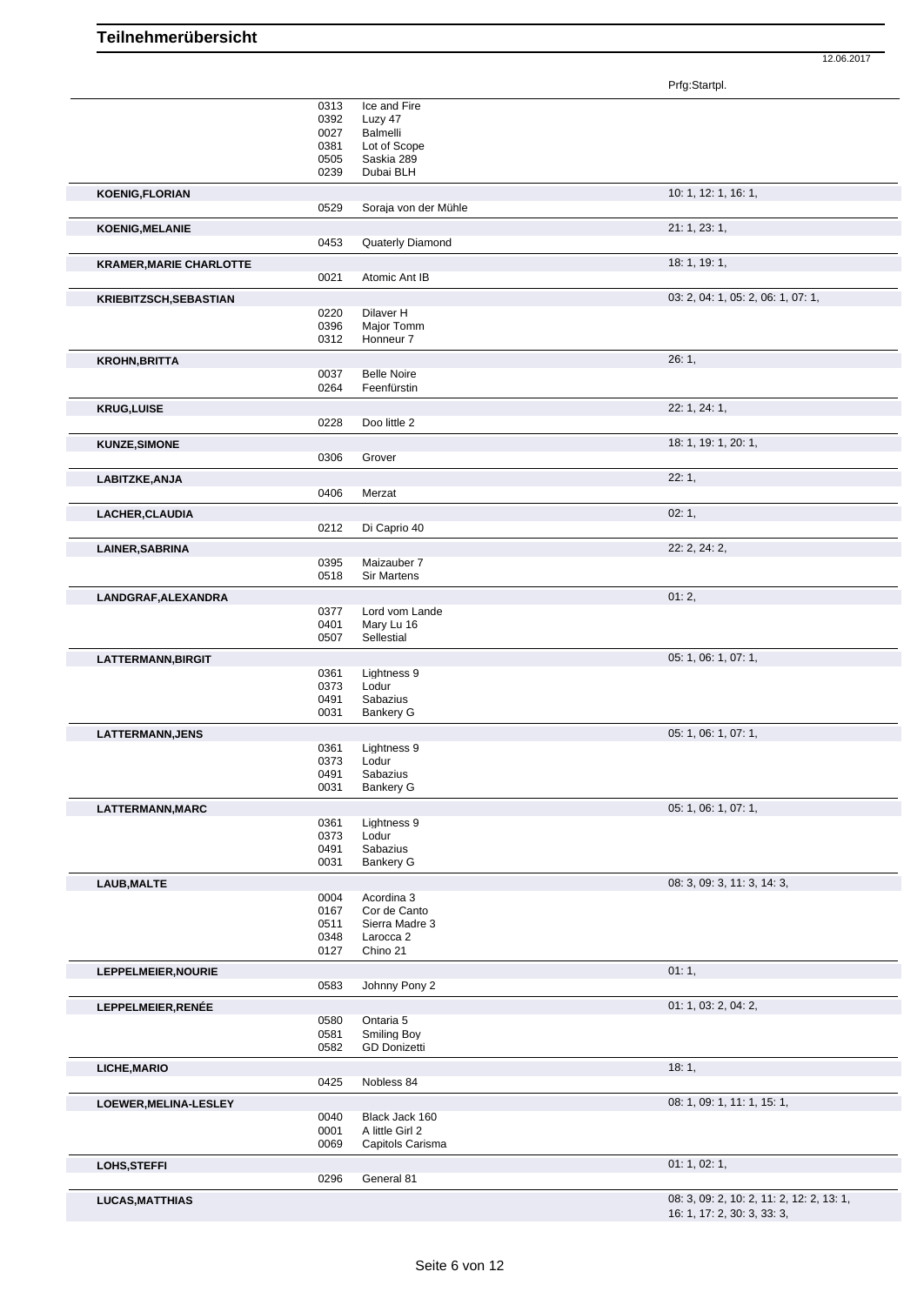# Teilnehmerübersicht

12.06.2017

| | | | Prfg:Startpl. |
|---|---|---|---|
| | 0313 | Ice and Fire | |
| | 0392 | Luzy 47 | |
| | 0027 | Balmelli | |
| | 0381 | Lot of Scope | |
| | 0505 | Saskia 289 | |
| | 0239 | Dubai BLH | |
| **KOENIG,FLORIAN** | | | 10: 1, 12: 1, 16: 1, |
| | 0529 | Soraja von der Mühle | |
| **KOENIG,MELANIE** | | | 21: 1, 23: 1, |
| | 0453 | Quaterly Diamond | |
| **KRAMER,MARIE CHARLOTTE** | | | 18: 1, 19: 1, |
| | 0021 | Atomic Ant IB | |
| **KRIEBITZSCH,SEBASTIAN** | | | 03: 2, 04: 1, 05: 2, 06: 1, 07: 1, |
| | 0220 | Dilaver H | |
| | 0396 | Major Tomm | |
| | 0312 | Honneur 7 | |
| **KROHN,BRITTA** | | | 26: 1, |
| | 0037 | Belle Noire | |
| | 0264 | Feenfürstin | |
| **KRUG,LUISE** | | | 22: 1, 24: 1, |
| | 0228 | Doo little 2 | |
| **KUNZE,SIMONE** | | | 18: 1, 19: 1, 20: 1, |
| | 0306 | Grover | |
| **LABITZKE,ANJA** | | | 22: 1, |
| | 0406 | Merzat | |
| **LACHER,CLAUDIA** | | | 02: 1, |
| | 0212 | Di Caprio 40 | |
| **LAINER,SABRINA** | | | 22: 2, 24: 2, |
| | 0395 | Maizauber 7 | |
| | 0518 | Sir Martens | |
| **LANDGRAF,ALEXANDRA** | | | 01: 2, |
| | 0377 | Lord vom Lande | |
| | 0401 | Mary Lu 16 | |
| | 0507 | Sellestial | |
| **LATTERMANN,BIRGIT** | | | 05: 1, 06: 1, 07: 1, |
| | 0361 | Lightness 9 | |
| | 0373 | Lodur | |
| | 0491 | Sabazius | |
| | 0031 | Bankery G | |
| **LATTERMANN,JENS** | | | 05: 1, 06: 1, 07: 1, |
| | 0361 | Lightness 9 | |
| | 0373 | Lodur | |
| | 0491 | Sabazius | |
| | 0031 | Bankery G | |
| **LATTERMANN,MARC** | | | 05: 1, 06: 1, 07: 1, |
| | 0361 | Lightness 9 | |
| | 0373 | Lodur | |
| | 0491 | Sabazius | |
| | 0031 | Bankery G | |
| **LAUB,MALTE** | | | 08: 3, 09: 3, 11: 3, 14: 3, |
| | 0004 | Acordina 3 | |
| | 0167 | Cor de Canto | |
| | 0511 | Sierra Madre 3 | |
| | 0348 | Larocca 2 | |
| | 0127 | Chino 21 | |
| **LEPPELMEIER,NOURIE** | | | 01: 1, |
| | 0583 | Johnny Pony 2 | |
| **LEPPELMEIER,RENÉE** | | | 01: 1, 03: 2, 04: 2, |
| | 0580 | Ontaria 5 | |
| | 0581 | Smiling Boy | |
| | 0582 | GD Donizetti | |
| **LICHE,MARIO** | | | 18: 1, |
| | 0425 | Nobless 84 | |
| **LOEWER,MELINA-LESLEY** | | | 08: 1, 09: 1, 11: 1, 15: 1, |
| | 0040 | Black Jack 160 | |
| | 0001 | A little Girl 2 | |
| | 0069 | Capitols Carisma | |
| **LOHS,STEFFI** | | | 01: 1, 02: 1, |
| | 0296 | General 81 | |
| **LUCAS,MATTHIAS** | | | 08: 3, 09: 2, 10: 2, 11: 2, 12: 2, 13: 1, 16: 1, 17: 2, 30: 3, 33: 3, |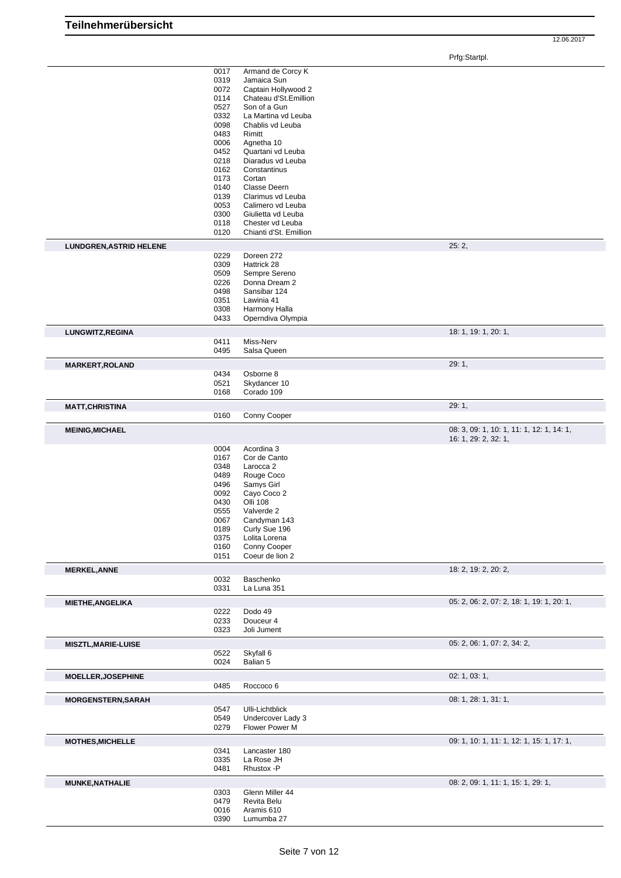# Teilnehmerübersicht

12.06.2017

| Teilnehmer | Nr. | Pferd | Prfg:Startpl. |
|---|---|---|---|
| | 0017 | Armand de Corcy K | |
| | 0319 | Jamaica Sun | |
| | 0072 | Captain Hollywood 2 | |
| | 0114 | Chateau d'St.Emillion | |
| | 0527 | Son of a Gun | |
| | 0332 | La Martina vd Leuba | |
| | 0098 | Chablis vd Leuba | |
| | 0483 | Rimitt | |
| | 0006 | Agnetha 10 | |
| | 0452 | Quartani vd Leuba | |
| | 0218 | Diaradus vd Leuba | |
| | 0162 | Constantinus | |
| | 0173 | Cortan | |
| | 0140 | Classe Deern | |
| | 0139 | Clarimus vd Leuba | |
| | 0053 | Calimero vd Leuba | |
| | 0300 | Giulietta vd Leuba | |
| | 0118 | Chester vd Leuba | |
| | 0120 | Chianti d'St. Emillion | |
| **LUNDGREN,ASTRID HELENE** | | | 25: 2, |
| | 0229 | Doreen 272 | |
| | 0309 | Hattrick 28 | |
| | 0509 | Sempre Sereno | |
| | 0226 | Donna Dream 2 | |
| | 0498 | Sansibar 124 | |
| | 0351 | Lawinia 41 | |
| | 0308 | Harmony Halla | |
| | 0433 | Operndiva Olympia | |
| **LUNGWITZ,REGINA** | | | 18: 1, 19: 1, 20: 1, |
| | 0411 | Miss-Nerv | |
| | 0495 | Salsa Queen | |
| **MARKERT,ROLAND** | | | 29: 1, |
| | 0434 | Osborne 8 | |
| | 0521 | Skydancer 10 | |
| | 0168 | Corado 109 | |
| **MATT,CHRISTINA** | | | 29: 1, |
| | 0160 | Conny Cooper | |
| **MEINIG,MICHAEL** | | | 08: 3, 09: 1, 10: 1, 11: 1, 12: 1, 14: 1, 16: 1, 29: 2, 32: 1, |
| | 0004 | Acordina 3 | |
| | 0167 | Cor de Canto | |
| | 0348 | Larocca 2 | |
| | 0489 | Rouge Coco | |
| | 0496 | Samys Girl | |
| | 0092 | Cayo Coco 2 | |
| | 0430 | Olli 108 | |
| | 0555 | Valverde 2 | |
| | 0067 | Candyman 143 | |
| | 0189 | Curly Sue 196 | |
| | 0375 | Lolita Lorena | |
| | 0160 | Conny Cooper | |
| | 0151 | Coeur de lion 2 | |
| **MERKEL,ANNE** | | | 18: 2, 19: 2, 20: 2, |
| | 0032 | Baschenko | |
| | 0331 | La Luna 351 | |
| **MIETHE,ANGELIKA** | | | 05: 2, 06: 2, 07: 2, 18: 1, 19: 1, 20: 1, |
| | 0222 | Dodo 49 | |
| | 0233 | Douceur 4 | |
| | 0323 | Joli Jument | |
| **MISZTL,MARIE-LUISE** | | | 05: 2, 06: 1, 07: 2, 34: 2, |
| | 0522 | Skyfall 6 | |
| | 0024 | Balian 5 | |
| **MOELLER,JOSEPHINE** | | | 02: 1, 03: 1, |
| | 0485 | Roccoco 6 | |
| **MORGENSTERN,SARAH** | | | 08: 1, 28: 1, 31: 1, |
| | 0547 | Ulli-Lichtblick | |
| | 0549 | Undercover Lady 3 | |
| | 0279 | Flower Power M | |
| **MOTHES,MICHELLE** | | | 09: 1, 10: 1, 11: 1, 12: 1, 15: 1, 17: 1, |
| | 0341 | Lancaster 180 | |
| | 0335 | La Rose JH | |
| | 0481 | Rhustox -P | |
| **MUNKE,NATHALIE** | | | 08: 2, 09: 1, 11: 1, 15: 1, 29: 1, |
| | 0303 | Glenn Miller 44 | |
| | 0479 | Revita Belu | |
| | 0016 | Aramis 610 | |
| | 0390 | Lumumba 27 | |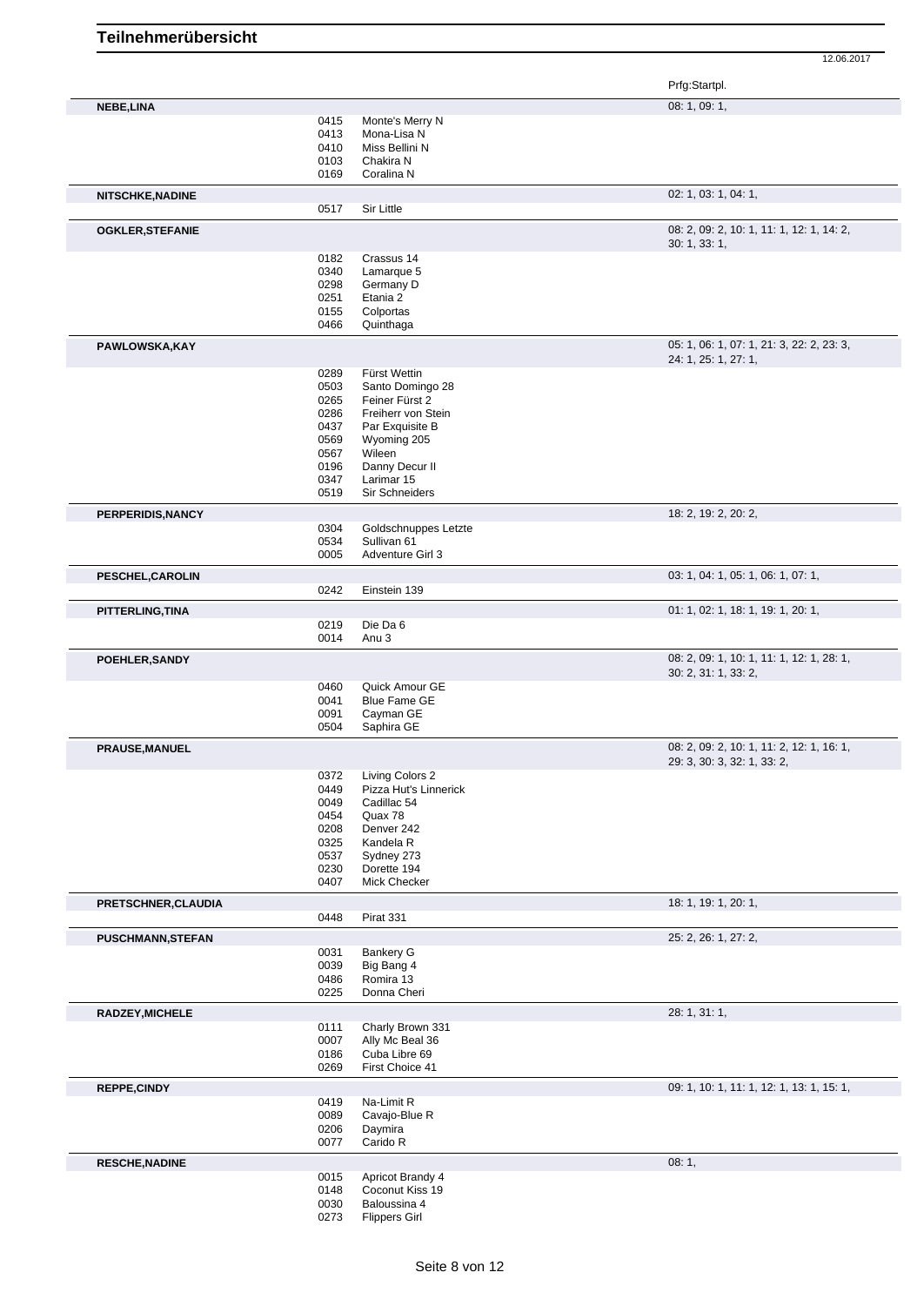# Teilnehmerübersicht

12.06.2017

| | | | Prfg:Startpl. |
|---|---|---|---|
| **NEBE,LINA** | | | 08: 1, 09: 1, |
| | 0415 | Monte's Merry N | |
| | 0413 | Mona-Lisa N | |
| | 0410 | Miss Bellini N | |
| | 0103 | Chakira N | |
| | 0169 | Coralina N | |
| **NITSCHKE,NADINE** | | | 02: 1, 03: 1, 04: 1, |
| | 0517 | Sir Little | |
| **OGKLER,STEFANIE** | | | 08: 2, 09: 2, 10: 1, 11: 1, 12: 1, 14: 2, 30: 1, 33: 1, |
| | 0182 | Crassus 14 | |
| | 0340 | Lamarque 5 | |
| | 0298 | Germany D | |
| | 0251 | Etania 2 | |
| | 0155 | Colportas | |
| | 0466 | Quinthaga | |
| **PAWLOWSKA,KAY** | | | 05: 1, 06: 1, 07: 1, 21: 3, 22: 2, 23: 3, 24: 1, 25: 1, 27: 1, |
| | 0289 | Fürst Wettin | |
| | 0503 | Santo Domingo 28 | |
| | 0265 | Feiner Fürst 2 | |
| | 0286 | Freiherr von Stein | |
| | 0437 | Par Exquisite B | |
| | 0569 | Wyoming 205 | |
| | 0567 | Wileen | |
| | 0196 | Danny Decur II | |
| | 0347 | Larimar 15 | |
| | 0519 | Sir Schneiders | |
| **PERPERIDIS,NANCY** | | | 18: 2, 19: 2, 20: 2, |
| | 0304 | Goldschnuppes Letzte | |
| | 0534 | Sullivan 61 | |
| | 0005 | Adventure Girl 3 | |
| **PESCHEL,CAROLIN** | | | 03: 1, 04: 1, 05: 1, 06: 1, 07: 1, |
| | 0242 | Einstein 139 | |
| **PITTERLING,TINA** | | | 01: 1, 02: 1, 18: 1, 19: 1, 20: 1, |
| | 0219 | Die Da 6 | |
| | 0014 | Anu 3 | |
| **POEHLER,SANDY** | | | 08: 2, 09: 1, 10: 1, 11: 1, 12: 1, 28: 1, 30: 2, 31: 1, 33: 2, |
| | 0460 | Quick Amour GE | |
| | 0041 | Blue Fame GE | |
| | 0091 | Cayman GE | |
| | 0504 | Saphira GE | |
| **PRAUSE,MANUEL** | | | 08: 2, 09: 2, 10: 1, 11: 2, 12: 1, 16: 1, 29: 3, 30: 3, 32: 1, 33: 2, |
| | 0372 | Living Colors 2 | |
| | 0449 | Pizza Hut's Linnerick | |
| | 0049 | Cadillac 54 | |
| | 0454 | Quax 78 | |
| | 0208 | Denver 242 | |
| | 0325 | Kandela R | |
| | 0537 | Sydney 273 | |
| | 0230 | Dorette 194 | |
| | 0407 | Mick Checker | |
| **PRETSCHNER,CLAUDIA** | | | 18: 1, 19: 1, 20: 1, |
| | 0448 | Pirat 331 | |
| **PUSCHMANN,STEFAN** | | | 25: 2, 26: 1, 27: 2, |
| | 0031 | Bankery G | |
| | 0039 | Big Bang 4 | |
| | 0486 | Romira 13 | |
| | 0225 | Donna Cheri | |
| **RADZEY,MICHELE** | | | 28: 1, 31: 1, |
| | 0111 | Charly Brown 331 | |
| | 0007 | Ally Mc Beal 36 | |
| | 0186 | Cuba Libre 69 | |
| | 0269 | First Choice 41 | |
| **REPPE,CINDY** | | | 09: 1, 10: 1, 11: 1, 12: 1, 13: 1, 15: 1, |
| | 0419 | Na-Limit R | |
| | 0089 | Cavajo-Blue R | |
| | 0206 | Daymira | |
| | 0077 | Carido R | |
| **RESCHE,NADINE** | | | 08: 1, |
| | 0015 | Apricot Brandy 4 | |
| | 0148 | Coconut Kiss 19 | |
| | 0030 | Baloussina 4 | |
| | 0273 | Flippers Girl | |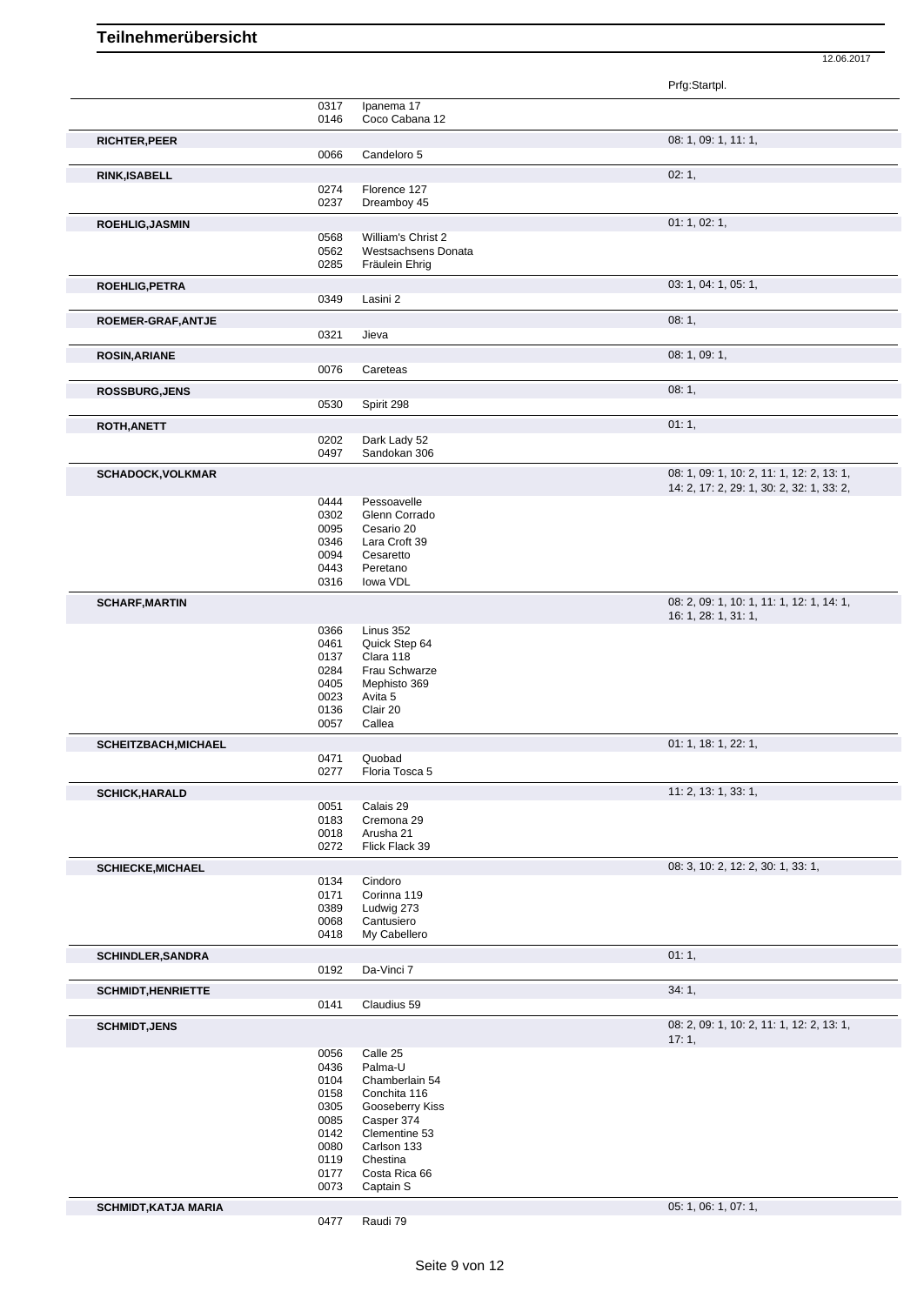# Teilnehmerübersicht

12.06.2017

| Name | Nr. | Pferd | Prfg:Startpl. |
|---|---|---|---|
| | 0317 | Ipanema 17 | |
| | 0146 | Coco Cabana 12 | |
| **RICHTER,PEER** | | | 08: 1, 09: 1, 11: 1, |
| | 0066 | Candeloro 5 | |
| **RINK,ISABELL** | | | 02: 1, |
| | 0274 | Florence 127 | |
| | 0237 | Dreamboy 45 | |
| **ROEHLIG,JASMIN** | | | 01: 1, 02: 1, |
| | 0568 | William's Christ 2 | |
| | 0562 | Westsachsens Donata | |
| | 0285 | Fräulein Ehrig | |
| **ROEHLIG,PETRA** | | | 03: 1, 04: 1, 05: 1, |
| | 0349 | Lasini 2 | |
| **ROEMER-GRAF,ANTJE** | | | 08: 1, |
| | 0321 | Jieva | |
| **ROSIN,ARIANE** | | | 08: 1, 09: 1, |
| | 0076 | Careteas | |
| **ROSSBURG,JENS** | | | 08: 1, |
| | 0530 | Spirit 298 | |
| **ROTH,ANETT** | | | 01: 1, |
| | 0202 | Dark Lady 52 | |
| | 0497 | Sandokan 306 | |
| **SCHADOCK,VOLKMAR** | | | 08: 1, 09: 1, 10: 2, 11: 1, 12: 2, 13: 1, 14: 2, 17: 2, 29: 1, 30: 2, 32: 1, 33: 2, |
| | 0444 | Pessoavelle | |
| | 0302 | Glenn Corrado | |
| | 0095 | Cesario 20 | |
| | 0346 | Lara Croft 39 | |
| | 0094 | Cesaretto | |
| | 0443 | Peretano | |
| | 0316 | Iowa VDL | |
| **SCHARF,MARTIN** | | | 08: 2, 09: 1, 10: 1, 11: 1, 12: 1, 14: 1, 16: 1, 28: 1, 31: 1, |
| | 0366 | Linus 352 | |
| | 0461 | Quick Step 64 | |
| | 0137 | Clara 118 | |
| | 0284 | Frau Schwarze | |
| | 0405 | Mephisto 369 | |
| | 0023 | Avita 5 | |
| | 0136 | Clair 20 | |
| | 0057 | Callea | |
| **SCHEITZBACH,MICHAEL** | | | 01: 1, 18: 1, 22: 1, |
| | 0471 | Quobad | |
| | 0277 | Floria Tosca 5 | |
| **SCHICK,HARALD** | | | 11: 2, 13: 1, 33: 1, |
| | 0051 | Calais 29 | |
| | 0183 | Cremona 29 | |
| | 0018 | Arusha 21 | |
| | 0272 | Flick Flack 39 | |
| **SCHIECKE,MICHAEL** | | | 08: 3, 10: 2, 12: 2, 30: 1, 33: 1, |
| | 0134 | Cindoro | |
| | 0171 | Corinna 119 | |
| | 0389 | Ludwig 273 | |
| | 0068 | Cantusiero | |
| | 0418 | My Cabellero | |
| **SCHINDLER,SANDRA** | | | 01: 1, |
| | 0192 | Da-Vinci 7 | |
| **SCHMIDT,HENRIETTE** | | | 34: 1, |
| | 0141 | Claudius 59 | |
| **SCHMIDT,JENS** | | | 08: 2, 09: 1, 10: 2, 11: 1, 12: 2, 13: 1, 17: 1, |
| | 0056 | Calle 25 | |
| | 0436 | Palma-U | |
| | 0104 | Chamberlain 54 | |
| | 0158 | Conchita 116 | |
| | 0305 | Gooseberry Kiss | |
| | 0085 | Casper 374 | |
| | 0142 | Clementine 53 | |
| | 0080 | Carlson 133 | |
| | 0119 | Chestina | |
| | 0177 | Costa Rica 66 | |
| | 0073 | Captain S | |
| **SCHMIDT,KATJA MARIA** | | | 05: 1, 06: 1, 07: 1, |
| | 0477 | Raudi 79 | |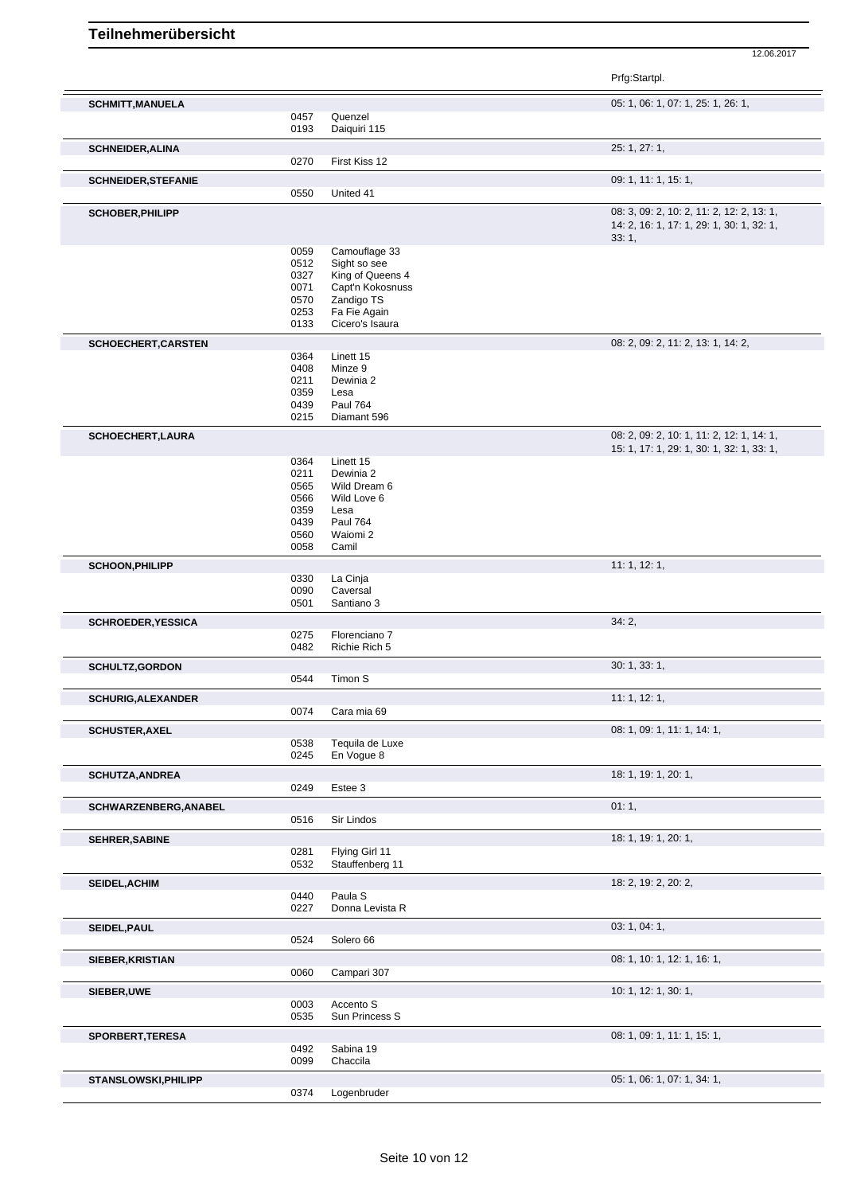# Teilnehmerübersicht

12.06.2017

| Teilnehmer | Nr. | Pferd | Prfg:Startpl. |
|---|---|---|---|
| **SCHMITT,MANUELA** | | | 05: 1, 06: 1, 07: 1, 25: 1, 26: 1, |
| | 0457 | Quenzel | |
| | 0193 | Daiquiri 115 | |
| **SCHNEIDER,ALINA** | | | 25: 1, 27: 1, |
| | 0270 | First Kiss 12 | |
| **SCHNEIDER,STEFANIE** | | | 09: 1, 11: 1, 15: 1, |
| | 0550 | United 41 | |
| **SCHOBER,PHILIPP** | | | 08: 3, 09: 2, 10: 2, 11: 2, 12: 2, 13: 1, 14: 2, 16: 1, 17: 1, 29: 1, 30: 1, 32: 1, 33: 1, |
| | 0059 | Camouflage 33 | |
| | 0512 | Sight so see | |
| | 0327 | King of Queens 4 | |
| | 0071 | Capt'n Kokosnuss | |
| | 0570 | Zandigo TS | |
| | 0253 | Fa Fie Again | |
| | 0133 | Cicero's Isaura | |
| **SCHOECHERT,CARSTEN** | | | 08: 2, 09: 2, 11: 2, 13: 1, 14: 2, |
| | 0364 | Linett 15 | |
| | 0408 | Minze 9 | |
| | 0211 | Dewinia 2 | |
| | 0359 | Lesa | |
| | 0439 | Paul 764 | |
| | 0215 | Diamant 596 | |
| **SCHOECHERT,LAURA** | | | 08: 2, 09: 2, 10: 1, 11: 2, 12: 1, 14: 1, 15: 1, 17: 1, 29: 1, 30: 1, 32: 1, 33: 1, |
| | 0364 | Linett 15 | |
| | 0211 | Dewinia 2 | |
| | 0565 | Wild Dream 6 | |
| | 0566 | Wild Love 6 | |
| | 0359 | Lesa | |
| | 0439 | Paul 764 | |
| | 0560 | Waiomi 2 | |
| | 0058 | Camil | |
| **SCHOON,PHILIPP** | | | 11: 1, 12: 1, |
| | 0330 | La Cinja | |
| | 0090 | Caversal | |
| | 0501 | Santiano 3 | |
| **SCHROEDER,YESSICA** | | | 34: 2, |
| | 0275 | Florenciano 7 | |
| | 0482 | Richie Rich 5 | |
| **SCHULTZ,GORDON** | | | 30: 1, 33: 1, |
| | 0544 | Timon S | |
| **SCHURIG,ALEXANDER** | | | 11: 1, 12: 1, |
| | 0074 | Cara mia 69 | |
| **SCHUSTER,AXEL** | | | 08: 1, 09: 1, 11: 1, 14: 1, |
| | 0538 | Tequila de Luxe | |
| | 0245 | En Vogue 8 | |
| **SCHUTZA,ANDREA** | | | 18: 1, 19: 1, 20: 1, |
| | 0249 | Estee 3 | |
| **SCHWARZENBERG,ANABEL** | | | 01: 1, |
| | 0516 | Sir Lindos | |
| **SEHRER,SABINE** | | | 18: 1, 19: 1, 20: 1, |
| | 0281 | Flying Girl 11 | |
| | 0532 | Stauffenberg 11 | |
| **SEIDEL,ACHIM** | | | 18: 2, 19: 2, 20: 2, |
| | 0440 | Paula S | |
| | 0227 | Donna Levista R | |
| **SEIDEL,PAUL** | | | 03: 1, 04: 1, |
| | 0524 | Solero 66 | |
| **SIEBER,KRISTIAN** | | | 08: 1, 10: 1, 12: 1, 16: 1, |
| | 0060 | Campari 307 | |
| **SIEBER,UWE** | | | 10: 1, 12: 1, 30: 1, |
| | 0003 | Accento S | |
| | 0535 | Sun Princess S | |
| **SPORBERT,TERESA** | | | 08: 1, 09: 1, 11: 1, 15: 1, |
| | 0492 | Sabina 19 | |
| | 0099 | Chaccila | |
| **STANSLOWSKI,PHILIPP** | | | 05: 1, 06: 1, 07: 1, 34: 1, |
| | 0374 | Logenbruder | |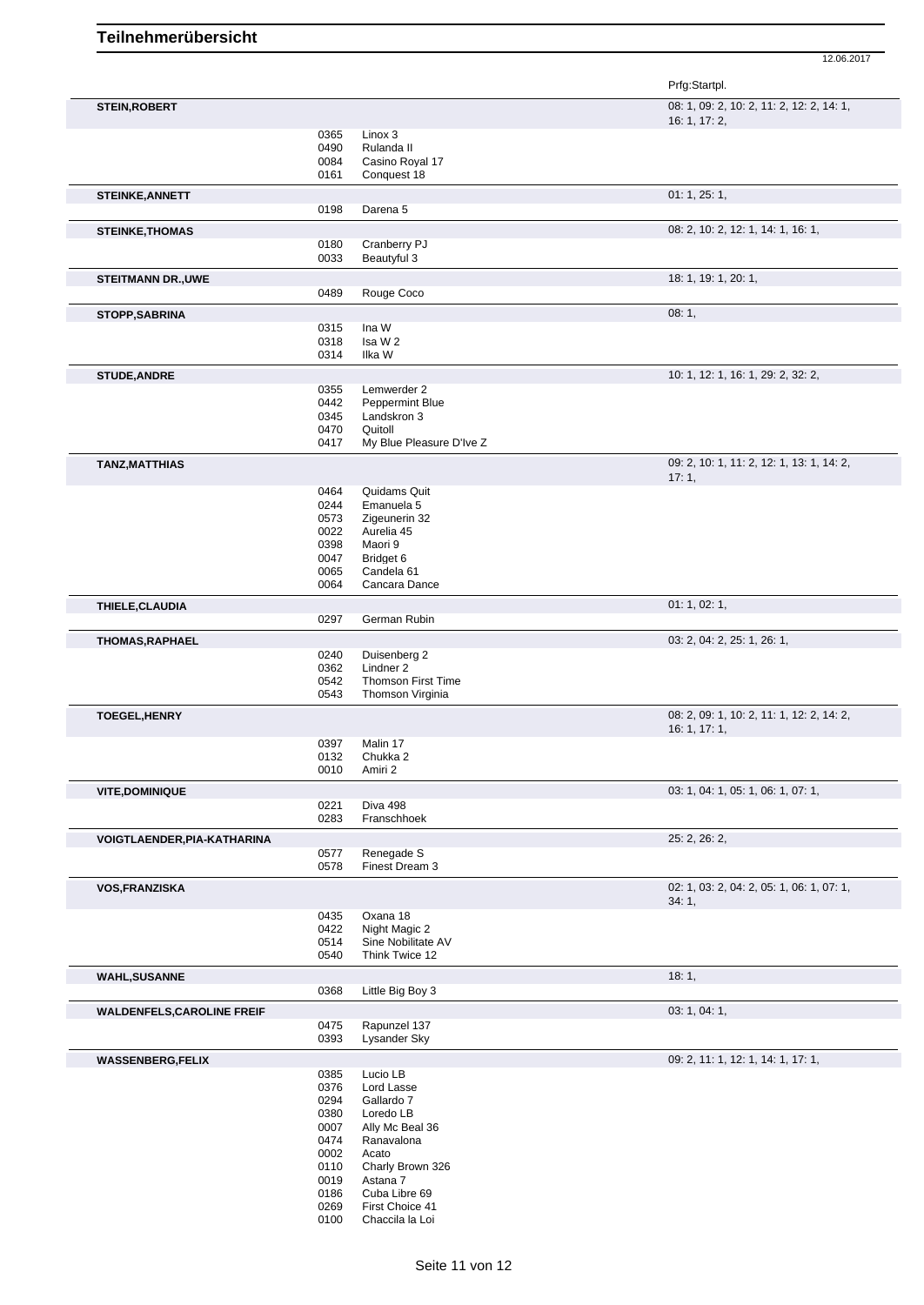# Teilnehmerübersicht

12.06.2017

| Teilnehmer | Nr. | Pferd | Prfg:Startpl. |
|---|---|---|---|
| **STEIN,ROBERT** | | | 08: 1, 09: 2, 10: 2, 11: 2, 12: 2, 14: 1, 16: 1, 17: 2, |
| | 0365 | Linox 3 | |
| | 0490 | Rulanda II | |
| | 0084 | Casino Royal 17 | |
| | 0161 | Conquest 18 | |
| **STEINKE,ANNETT** | | | 01: 1, 25: 1, |
| | 0198 | Darena 5 | |
| **STEINKE,THOMAS** | | | 08: 2, 10: 2, 12: 1, 14: 1, 16: 1, |
| | 0180 | Cranberry PJ | |
| | 0033 | Beautyful 3 | |
| **STEITMANN DR.,UWE** | | | 18: 1, 19: 1, 20: 1, |
| | 0489 | Rouge Coco | |
| **STOPP,SABRINA** | | | 08: 1, |
| | 0315 | Ina W | |
| | 0318 | Isa W 2 | |
| | 0314 | Ilka W | |
| **STUDE,ANDRE** | | | 10: 1, 12: 1, 16: 1, 29: 2, 32: 2, |
| | 0355 | Lemwerder 2 | |
| | 0442 | Peppermint Blue | |
| | 0345 | Landskron 3 | |
| | 0470 | Quitoll | |
| | 0417 | My Blue Pleasure D'Ive Z | |
| **TANZ,MATTHIAS** | | | 09: 2, 10: 1, 11: 2, 12: 1, 13: 1, 14: 2, 17: 1, |
| | 0464 | Quidams Quit | |
| | 0244 | Emanuela 5 | |
| | 0573 | Zigeunerin 32 | |
| | 0022 | Aurelia 45 | |
| | 0398 | Maori 9 | |
| | 0047 | Bridget 6 | |
| | 0065 | Candela 61 | |
| | 0064 | Cancara Dance | |
| **THIELE,CLAUDIA** | | | 01: 1, 02: 1, |
| | 0297 | German Rubin | |
| **THOMAS,RAPHAEL** | | | 03: 2, 04: 2, 25: 1, 26: 1, |
| | 0240 | Duisenberg 2 | |
| | 0362 | Lindner 2 | |
| | 0542 | Thomson First Time | |
| | 0543 | Thomson Virginia | |
| **TOEGEL,HENRY** | | | 08: 2, 09: 1, 10: 2, 11: 1, 12: 2, 14: 2, 16: 1, 17: 1, |
| | 0397 | Malin 17 | |
| | 0132 | Chukka 2 | |
| | 0010 | Amiri 2 | |
| **VITE,DOMINIQUE** | | | 03: 1, 04: 1, 05: 1, 06: 1, 07: 1, |
| | 0221 | Diva 498 | |
| | 0283 | Franschhoek | |
| **VOIGTLAENDER,PIA-KATHARINA** | | | 25: 2, 26: 2, |
| | 0577 | Renegade S | |
| | 0578 | Finest Dream 3 | |
| **VOS,FRANZISKA** | | | 02: 1, 03: 2, 04: 2, 05: 1, 06: 1, 07: 1, 34: 1, |
| | 0435 | Oxana 18 | |
| | 0422 | Night Magic 2 | |
| | 0514 | Sine Nobilitate AV | |
| | 0540 | Think Twice 12 | |
| **WAHL,SUSANNE** | | | 18: 1, |
| | 0368 | Little Big Boy 3 | |
| **WALDENFELS,CAROLINE FREIF** | | | 03: 1, 04: 1, |
| | 0475 | Rapunzel 137 | |
| | 0393 | Lysander Sky | |
| **WASSENBERG,FELIX** | | | 09: 2, 11: 1, 12: 1, 14: 1, 17: 1, |
| | 0385 | Lucio LB | |
| | 0376 | Lord Lasse | |
| | 0294 | Gallardo 7 | |
| | 0380 | Loredo LB | |
| | 0007 | Ally Mc Beal 36 | |
| | 0474 | Ranavalona | |
| | 0002 | Acato | |
| | 0110 | Charly Brown 326 | |
| | 0019 | Astana 7 | |
| | 0186 | Cuba Libre 69 | |
| | 0269 | First Choice 41 | |
| | 0100 | Chaccila la Loi | |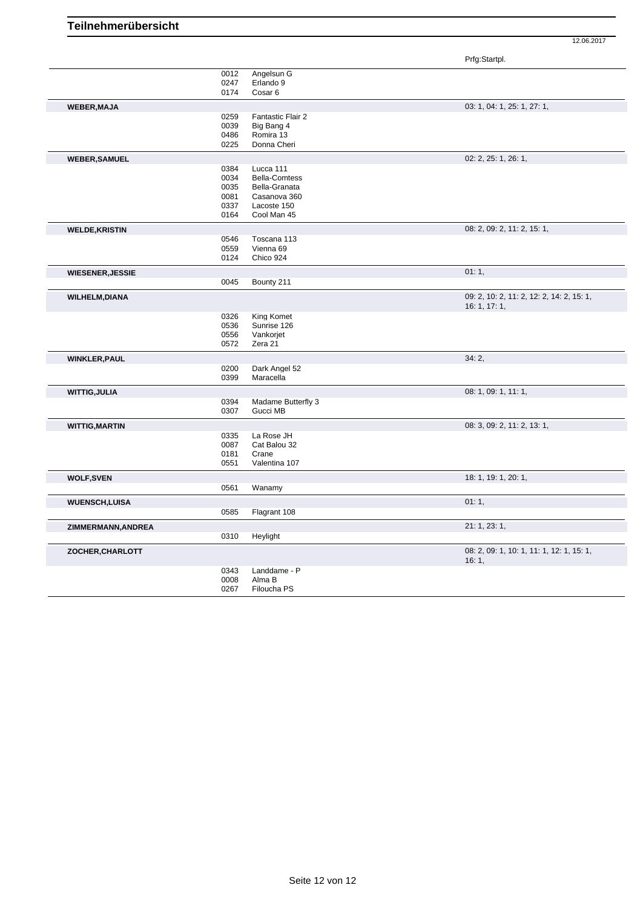# Teilnehmerübersicht

12.06.2017

| | | | Prfg:Startpl. |
|---|---|---|---|
| | 0012 | Angelsun G | |
| | 0247 | Erlando 9 | |
| | 0174 | Cosar 6 | |
| **WEBER,MAJA** | | | 03: 1, 04: 1, 25: 1, 27: 1, |
| | 0259 | Fantastic Flair 2 | |
| | 0039 | Big Bang 4 | |
| | 0486 | Romira 13 | |
| | 0225 | Donna Cheri | |
| **WEBER,SAMUEL** | | | 02: 2, 25: 1, 26: 1, |
| | 0384 | Lucca 111 | |
| | 0034 | Bella-Comtess | |
| | 0035 | Bella-Granata | |
| | 0081 | Casanova 360 | |
| | 0337 | Lacoste 150 | |
| | 0164 | Cool Man 45 | |
| **WELDE,KRISTIN** | | | 08: 2, 09: 2, 11: 2, 15: 1, |
| | 0546 | Toscana 113 | |
| | 0559 | Vienna 69 | |
| | 0124 | Chico 924 | |
| **WIESENER,JESSIE** | | | 01: 1, |
| | 0045 | Bounty 211 | |
| **WILHELM,DIANA** | | | 09: 2, 10: 2, 11: 2, 12: 2, 14: 2, 15: 1, 16: 1, 17: 1, |
| | 0326 | King Komet | |
| | 0536 | Sunrise 126 | |
| | 0556 | Vankorjet | |
| | 0572 | Zera 21 | |
| **WINKLER,PAUL** | | | 34: 2, |
| | 0200 | Dark Angel 52 | |
| | 0399 | Maracella | |
| **WITTIG,JULIA** | | | 08: 1, 09: 1, 11: 1, |
| | 0394 | Madame Butterfly 3 | |
| | 0307 | Gucci MB | |
| **WITTIG,MARTIN** | | | 08: 3, 09: 2, 11: 2, 13: 1, |
| | 0335 | La Rose JH | |
| | 0087 | Cat Balou 32 | |
| | 0181 | Crane | |
| | 0551 | Valentina 107 | |
| **WOLF,SVEN** | | | 18: 1, 19: 1, 20: 1, |
| | 0561 | Wanamy | |
| **WUENSCH,LUISA** | | | 01: 1, |
| | 0585 | Flagrant 108 | |
| **ZIMMERMANN,ANDREA** | | | 21: 1, 23: 1, |
| | 0310 | Heylight | |
| **ZOCHER,CHARLOTT** | | | 08: 2, 09: 1, 10: 1, 11: 1, 12: 1, 15: 1, 16: 1, |
| | 0343 | Landdame - P | |
| | 0008 | Alma B | |
| | 0267 | Filoucha PS | |